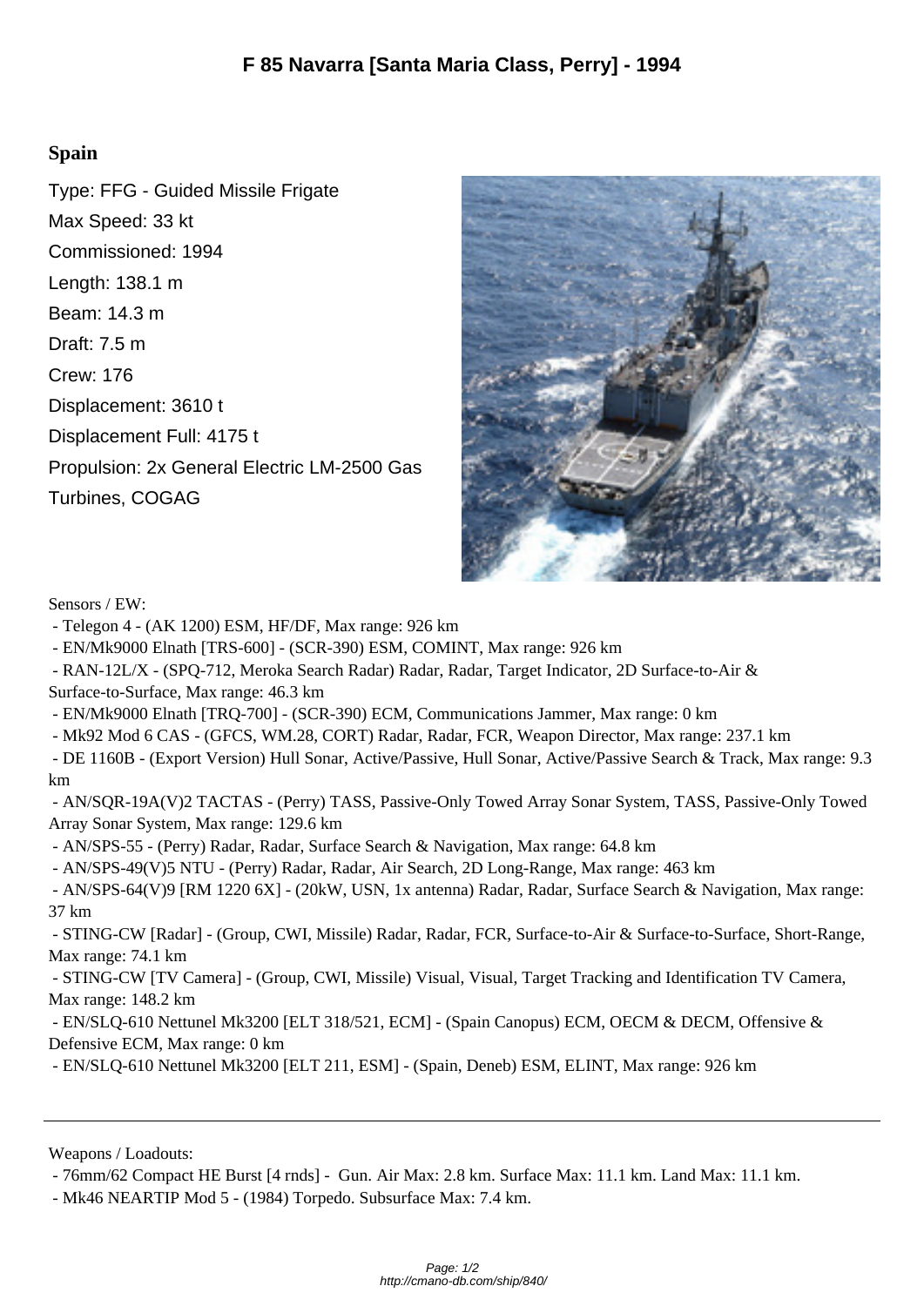# F 85 Navarra [Santa Maria Class, Perry] - 1994

## Spain

Type: FFG - Guided Missile Frigate

Max Speed: 33 kt

Commissioned: 1994

Length: 138.1 m

Beam: 14.3 m

Draft: 7.5 m

Crew: 176

Displacement: 3610 t

Displacement Full: 4175 t

Propulsion: 2x General Electric LM-2500 Gas Turbines, COGAG

Sensors / EW:

- Telegon 4 - (AK 1200) ESM, HF/DF, Max range: 926 km
- EN/Mk9000 Elnath [TRS-600] - (SCR-390) ESM, COMINT, Max range: 926 km
- RAN-12L/X - (SPQ-712, Meroka Search Radar) Radar, Radar, Target Indicator, 2D Surface-to-Air & Surface-to-Surface, Max range: 46.3 km
- EN/Mk9000 Elnath [TRQ-700] - (SCR-390) ECM, Communications Jammer, Max range: 0 km
- Mk92 Mod 6 CAS - (GFCS, WM.28, CORT) Radar, Radar, FCR, Weapon Director, Max range: 237.1 km
- DE 1160B - (Export Version) Hull Sonar, Active/Passive, Hull Sonar, Active/Passive Search & Track, Max range: 9.3 km
- AN/SQR-19A(V)2 TACTAS - (Perry) TASS, Passive-Only Towed Array Sonar System, TASS, Passive-Only Towed Array Sonar System, Max range: 129.6 km
- AN/SPS-55 - (Perry) Radar, Radar, Surface Search & Navigation, Max range: 64.8 km
- AN/SPS-49(V)5 NTU - (Perry) Radar, Radar, Air Search, 2D Long-Range, Max range: 463 km
- AN/SPS-64(V)9 [RM 1220 6X] - (20kW, USN, 1x antenna) Radar, Radar, Surface Search & Navigation, Max range: 37 km
- STING-CW [Radar] - (Group, CWI, Missile) Radar, Radar, FCR, Surface-to-Air & Surface-to-Surface, Short-Range, Max range: 74.1 km
- STING-CW [TV Camera] - (Group, CWI, Missile) Visual, Visual, Target Tracking and Identification TV Camera, Max range: 148.2 km
- EN/SLQ-610 Nettunel Mk3200 [ELT 318/521, ECM] - (Spain Canopus) ECM, OECM & DECM, Offensive & Defensive ECM, Max range: 0 km
- EN/SLQ-610 Nettunel Mk3200 [ELT 211, ESM] - (Spain, Deneb) ESM, ELINT, Max range: 926 km

---

Weapons / Loadouts:

- 76mm/62 Compact HE Burst [4 rnds] - Gun. Air Max: 2.8 km. Surface Max: 11.1 km. Land Max: 11.1 km.
- Mk46 NEARTIP Mod 5 - (1984) Torpedo. Subsurface Max: 7.4 km.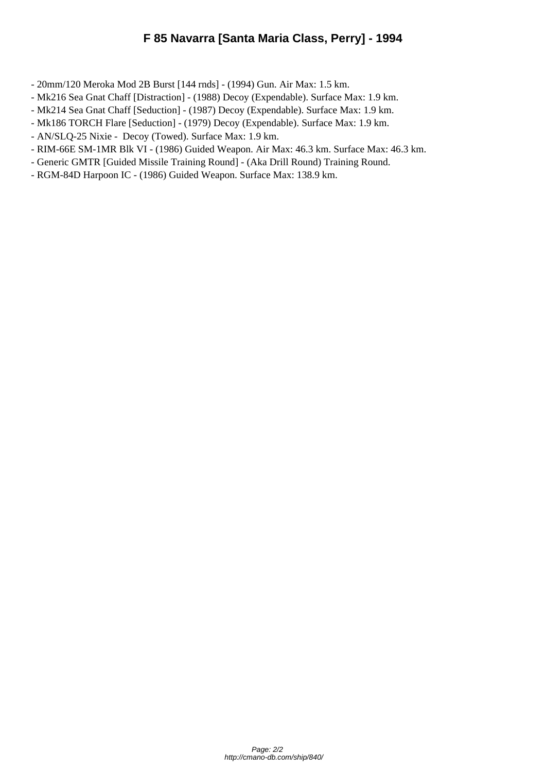# F 85 Navarra [Santa Maria Class, Perry] - 1994

- 20mm/120 Meroka Mod 2B Burst [144 rnds] - (1994) Gun. Air Max: 1.5 km.
- Mk216 Sea Gnat Chaff [Distraction] - (1988) Decoy (Expendable). Surface Max: 1.9 km.
- Mk214 Sea Gnat Chaff [Seduction] - (1987) Decoy (Expendable). Surface Max: 1.9 km.
- Mk186 TORCH Flare [Seduction] - (1979) Decoy (Expendable). Surface Max: 1.9 km.
- AN/SLQ-25 Nixie - Decoy (Towed). Surface Max: 1.9 km.
- RIM-66E SM-1MR Blk VI - (1986) Guided Weapon. Air Max: 46.3 km. Surface Max: 46.3 km.
- Generic GMTR [Guided Missile Training Round] - (Aka Drill Round) Training Round.
- RGM-84D Harpoon IC - (1986) Guided Weapon. Surface Max: 138.9 km.